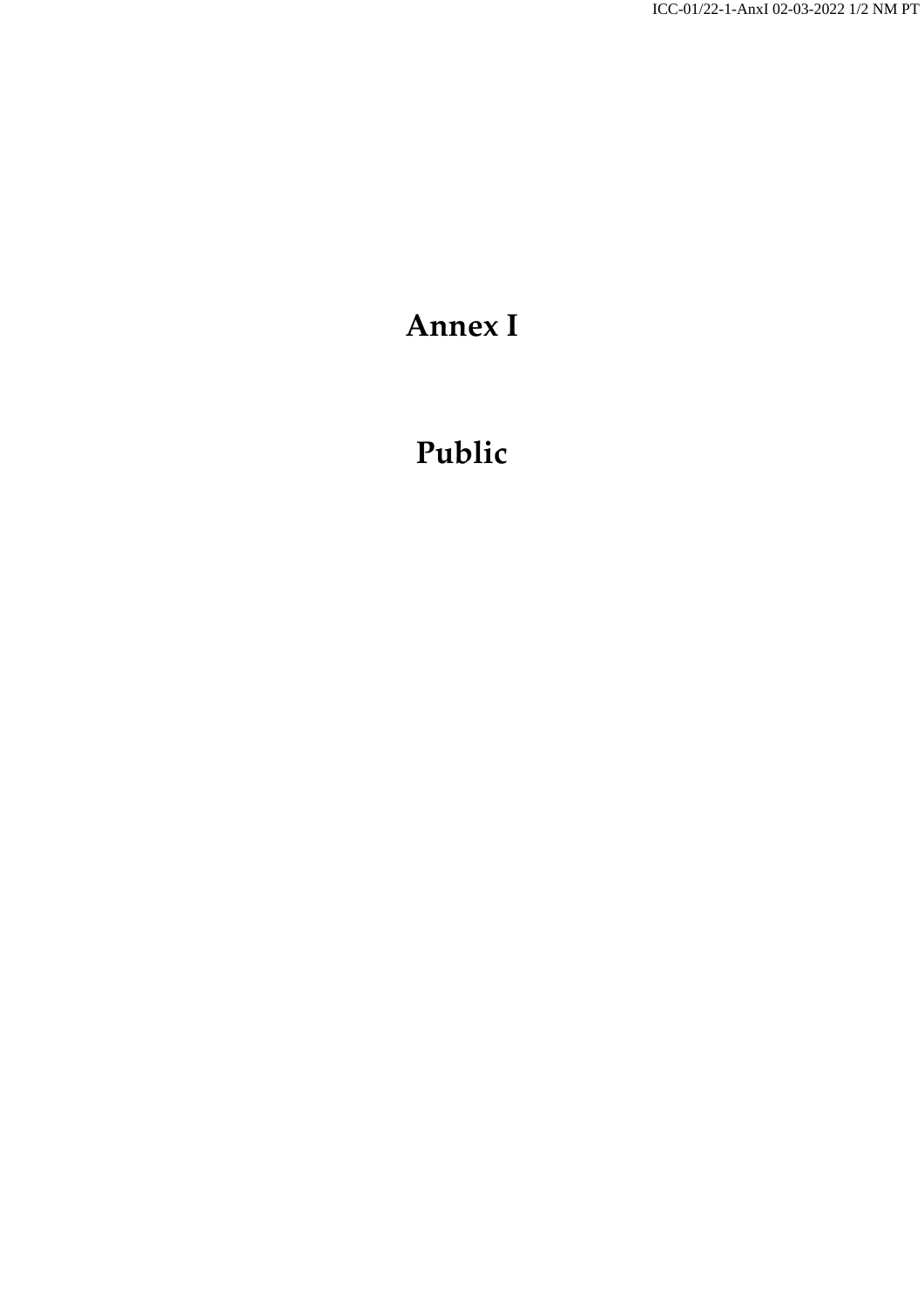# Annex I

# Public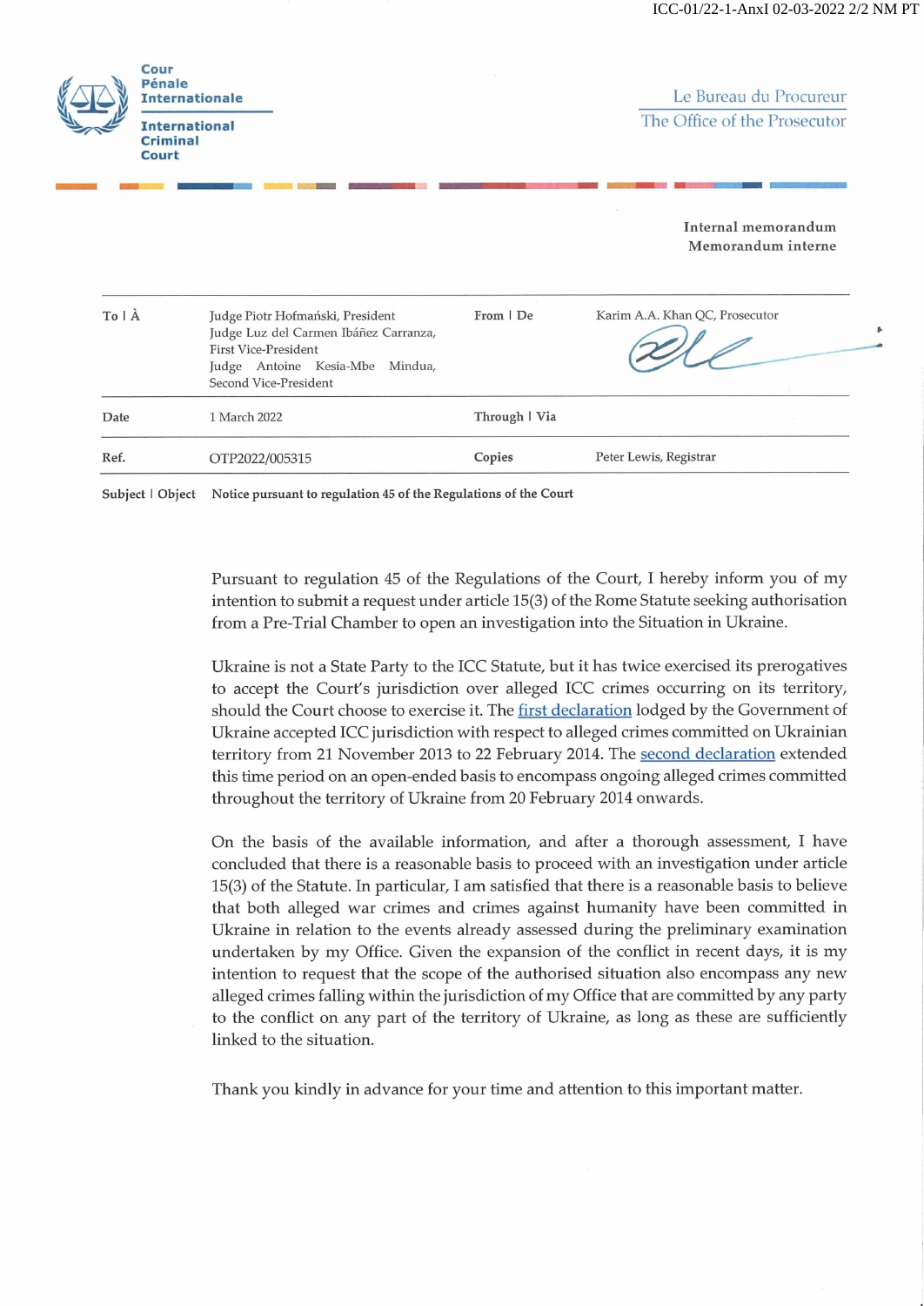Cour Pénale Internationale

International Criminal Court

Le Bureau du Procureur

The Office of the Prosecutor

**Internal memorandum**
**Memorandum interne**

| | | | |
|---|---|---|---|
| **To \| À** | Judge Piotr Hofmański, President<br>Judge Luz del Carmen Ibáñez Carranza, First Vice-President<br>Judge Antoine Kesia-Mbe Mindua, Second Vice-President | **From \| De** | Karim A.A. Khan QC, Prosecutor |
| **Date** | 1 March 2022 | **Through \| Via** | |
| **Ref.** | OTP2022/005315 | **Copies** | Peter Lewis, Registrar |

**Subject | Object** **Notice pursuant to regulation 45 of the Regulations of the Court**

Pursuant to regulation 45 of the Regulations of the Court, I hereby inform you of my intention to submit a request under article 15(3) of the Rome Statute seeking authorisation from a Pre-Trial Chamber to open an investigation into the Situation in Ukraine.

Ukraine is not a State Party to the ICC Statute, but it has twice exercised its prerogatives to accept the Court's jurisdiction over alleged ICC crimes occurring on its territory, should the Court choose to exercise it. The first declaration lodged by the Government of Ukraine accepted ICC jurisdiction with respect to alleged crimes committed on Ukrainian territory from 21 November 2013 to 22 February 2014. The second declaration extended this time period on an open-ended basis to encompass ongoing alleged crimes committed throughout the territory of Ukraine from 20 February 2014 onwards.

On the basis of the available information, and after a thorough assessment, I have concluded that there is a reasonable basis to proceed with an investigation under article 15(3) of the Statute. In particular, I am satisfied that there is a reasonable basis to believe that both alleged war crimes and crimes against humanity have been committed in Ukraine in relation to the events already assessed during the preliminary examination undertaken by my Office. Given the expansion of the conflict in recent days, it is my intention to request that the scope of the authorised situation also encompass any new alleged crimes falling within the jurisdiction of my Office that are committed by any party to the conflict on any part of the territory of Ukraine, as long as these are sufficiently linked to the situation.

Thank you kindly in advance for your time and attention to this important matter.